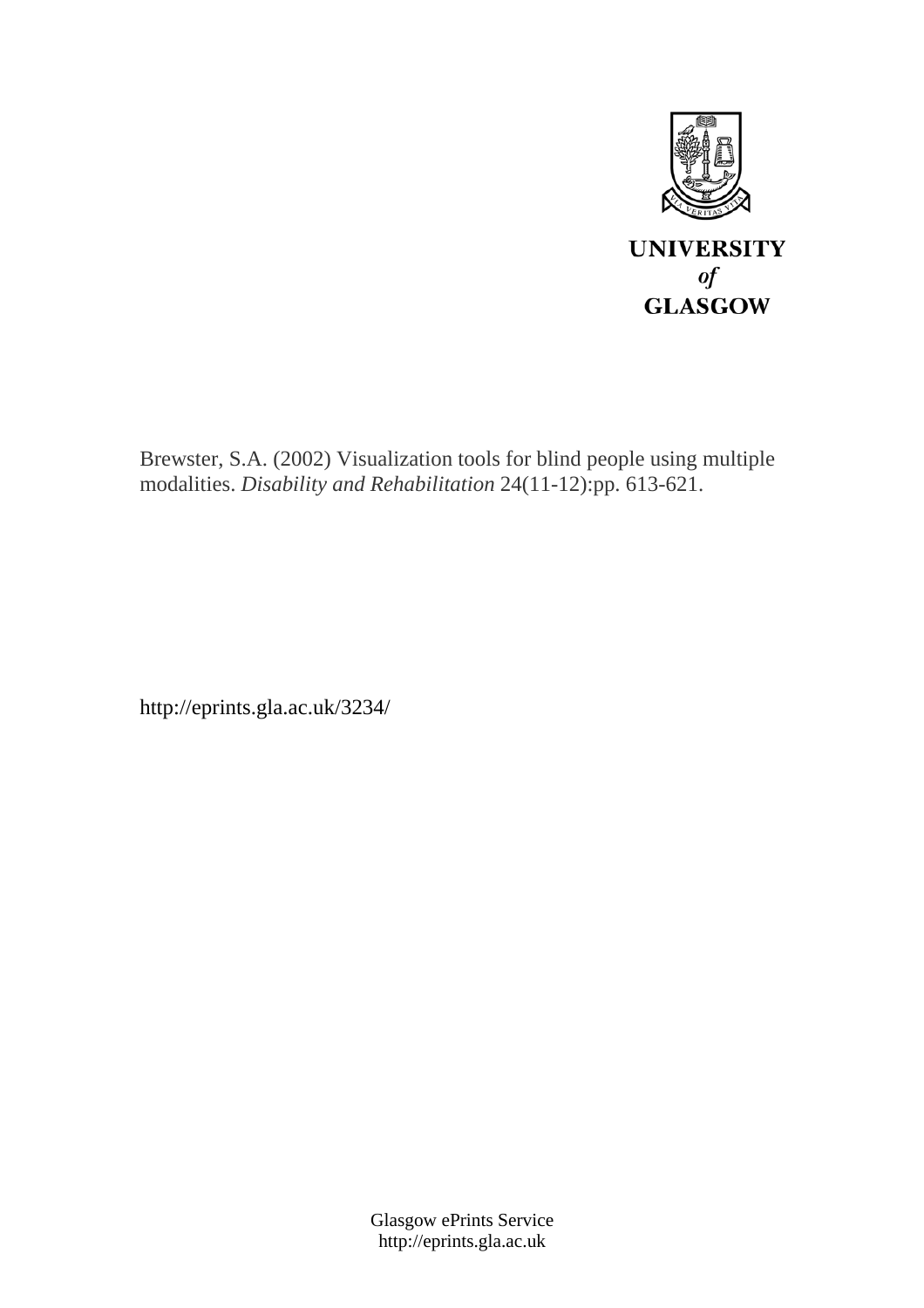UNIVERSITY
*of*
GLASGOW

Brewster, S.A. (2002) Visualization tools for blind people using multiple modalities. *Disability and Rehabilitation* 24(11-12):pp. 613-621.

http://eprints.gla.ac.uk/3234/

Glasgow ePrints Service
http://eprints.gla.ac.uk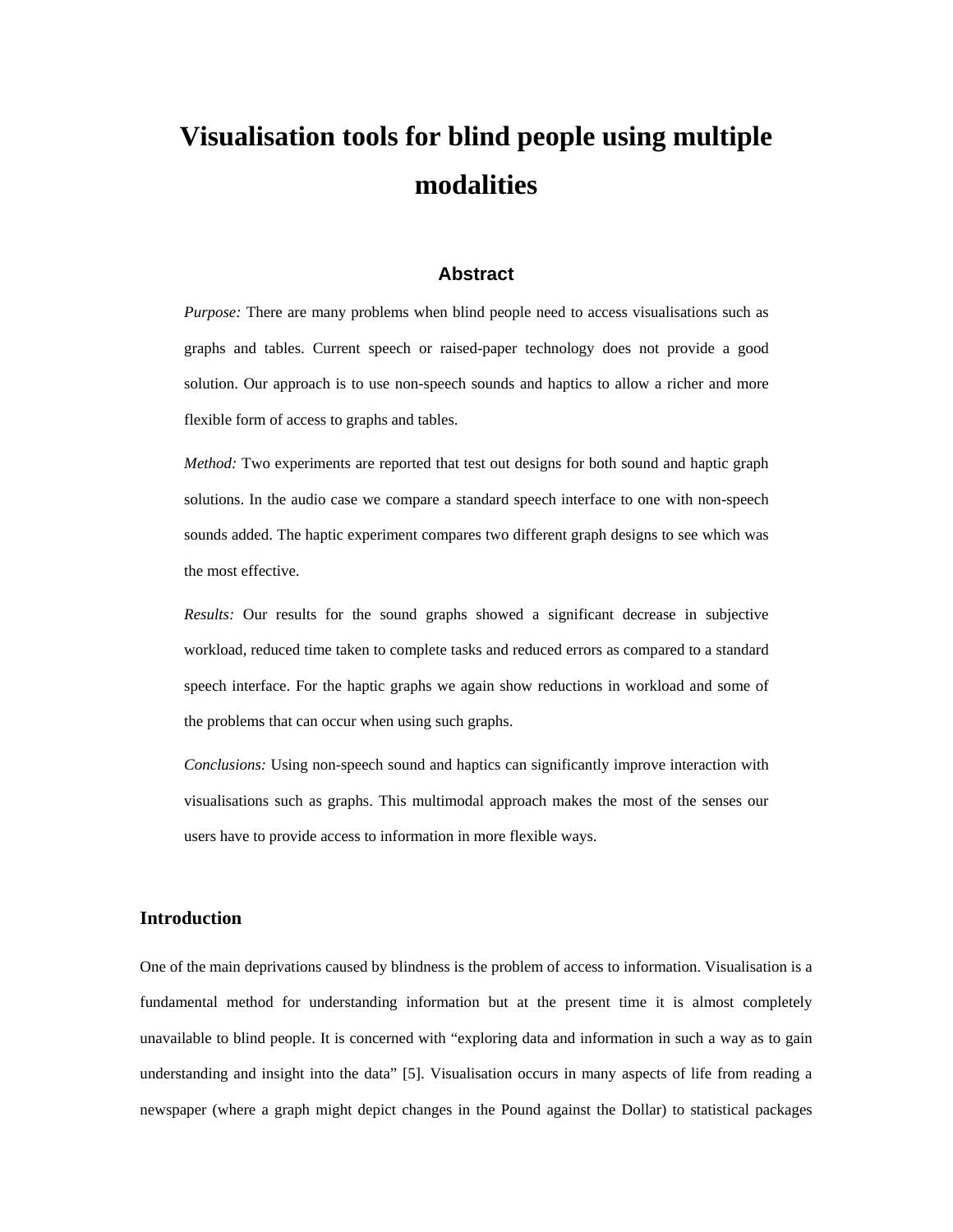# Visualisation tools for blind people using multiple modalities

## Abstract

*Purpose:* There are many problems when blind people need to access visualisations such as graphs and tables. Current speech or raised-paper technology does not provide a good solution. Our approach is to use non-speech sounds and haptics to allow a richer and more flexible form of access to graphs and tables.

*Method:* Two experiments are reported that test out designs for both sound and haptic graph solutions. In the audio case we compare a standard speech interface to one with non-speech sounds added. The haptic experiment compares two different graph designs to see which was the most effective.

*Results:* Our results for the sound graphs showed a significant decrease in subjective workload, reduced time taken to complete tasks and reduced errors as compared to a standard speech interface. For the haptic graphs we again show reductions in workload and some of the problems that can occur when using such graphs.

*Conclusions:* Using non-speech sound and haptics can significantly improve interaction with visualisations such as graphs. This multimodal approach makes the most of the senses our users have to provide access to information in more flexible ways.

## Introduction

One of the main deprivations caused by blindness is the problem of access to information. Visualisation is a fundamental method for understanding information but at the present time it is almost completely unavailable to blind people. It is concerned with "exploring data and information in such a way as to gain understanding and insight into the data" [5]. Visualisation occurs in many aspects of life from reading a newspaper (where a graph might depict changes in the Pound against the Dollar) to statistical packages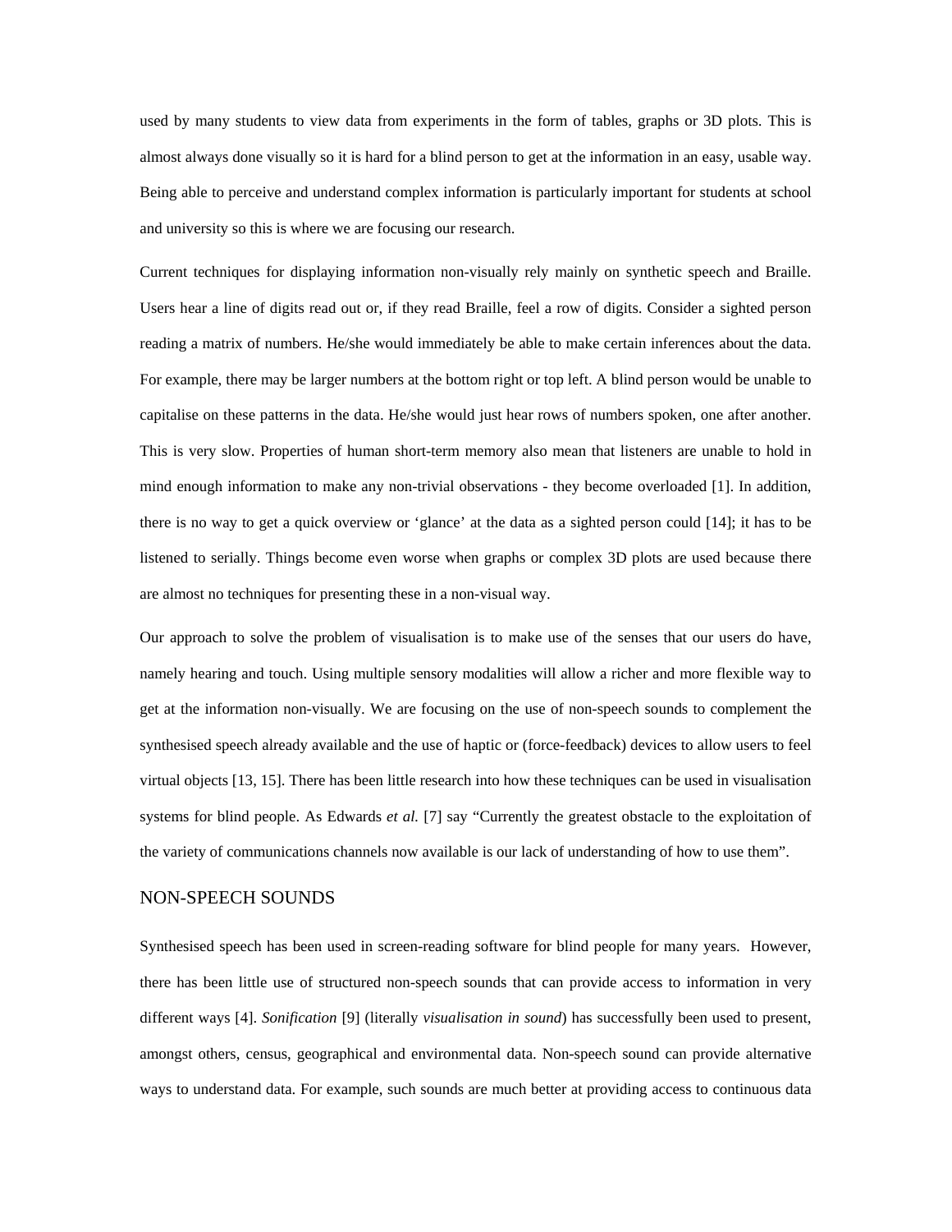used by many students to view data from experiments in the form of tables, graphs or 3D plots. This is almost always done visually so it is hard for a blind person to get at the information in an easy, usable way. Being able to perceive and understand complex information is particularly important for students at school and university so this is where we are focusing our research.

Current techniques for displaying information non-visually rely mainly on synthetic speech and Braille. Users hear a line of digits read out or, if they read Braille, feel a row of digits. Consider a sighted person reading a matrix of numbers. He/she would immediately be able to make certain inferences about the data. For example, there may be larger numbers at the bottom right or top left. A blind person would be unable to capitalise on these patterns in the data. He/she would just hear rows of numbers spoken, one after another. This is very slow. Properties of human short-term memory also mean that listeners are unable to hold in mind enough information to make any non-trivial observations - they become overloaded [1]. In addition, there is no way to get a quick overview or 'glance' at the data as a sighted person could [14]; it has to be listened to serially. Things become even worse when graphs or complex 3D plots are used because there are almost no techniques for presenting these in a non-visual way.

Our approach to solve the problem of visualisation is to make use of the senses that our users do have, namely hearing and touch. Using multiple sensory modalities will allow a richer and more flexible way to get at the information non-visually. We are focusing on the use of non-speech sounds to complement the synthesised speech already available and the use of haptic or (force-feedback) devices to allow users to feel virtual objects [13, 15]. There has been little research into how these techniques can be used in visualisation systems for blind people. As Edwards *et al.* [7] say "Currently the greatest obstacle to the exploitation of the variety of communications channels now available is our lack of understanding of how to use them".

## NON-SPEECH SOUNDS

Synthesised speech has been used in screen-reading software for blind people for many years. However, there has been little use of structured non-speech sounds that can provide access to information in very different ways [4]. *Sonification* [9] (literally *visualisation in sound*) has successfully been used to present, amongst others, census, geographical and environmental data. Non-speech sound can provide alternative ways to understand data. For example, such sounds are much better at providing access to continuous data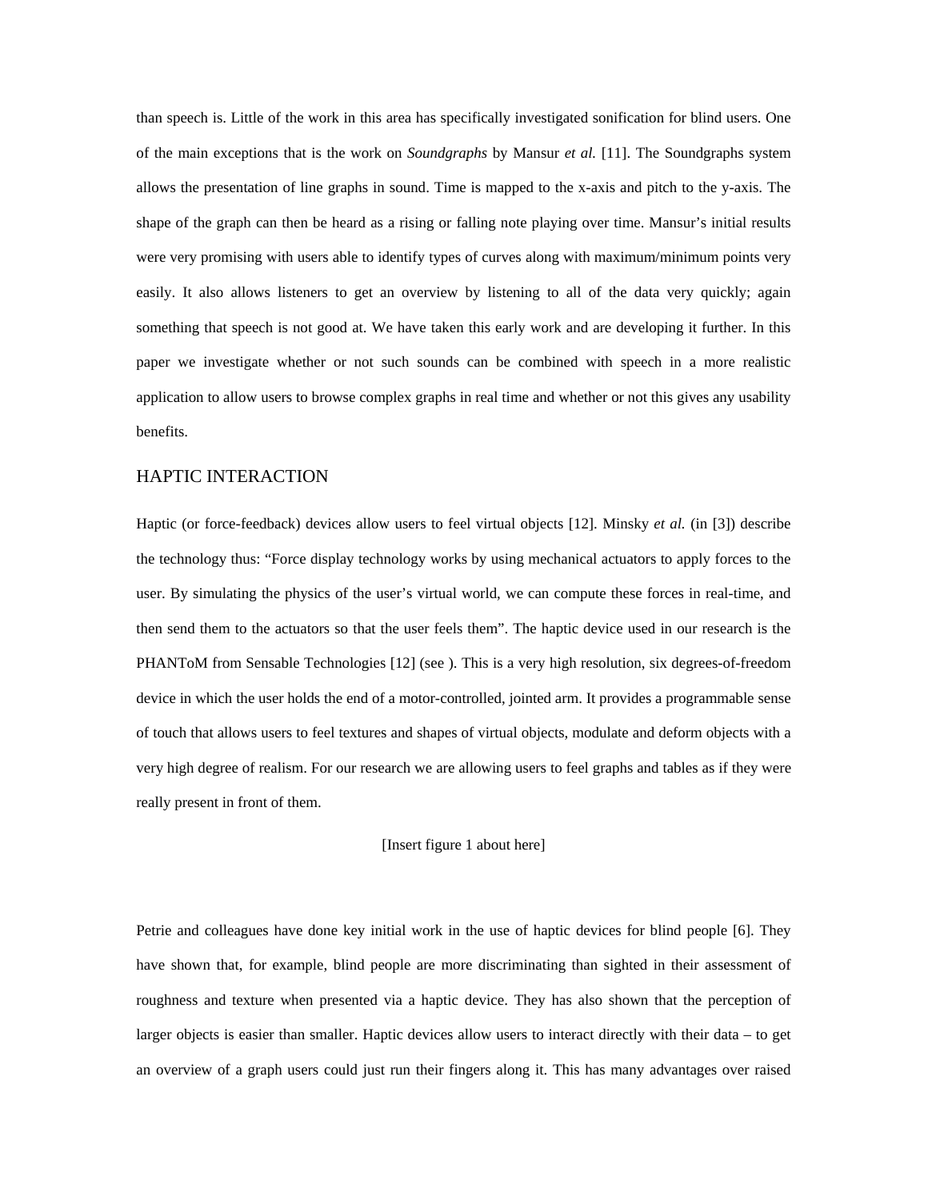than speech is. Little of the work in this area has specifically investigated sonification for blind users. One of the main exceptions that is the work on *Soundgraphs* by Mansur *et al.* [11]. The Soundgraphs system allows the presentation of line graphs in sound. Time is mapped to the x-axis and pitch to the y-axis. The shape of the graph can then be heard as a rising or falling note playing over time. Mansur's initial results were very promising with users able to identify types of curves along with maximum/minimum points very easily. It also allows listeners to get an overview by listening to all of the data very quickly; again something that speech is not good at. We have taken this early work and are developing it further. In this paper we investigate whether or not such sounds can be combined with speech in a more realistic application to allow users to browse complex graphs in real time and whether or not this gives any usability benefits.

## HAPTIC INTERACTION

Haptic (or force-feedback) devices allow users to feel virtual objects [12]. Minsky *et al.* (in [3]) describe the technology thus: "Force display technology works by using mechanical actuators to apply forces to the user. By simulating the physics of the user's virtual world, we can compute these forces in real-time, and then send them to the actuators so that the user feels them". The haptic device used in our research is the PHANToM from Sensable Technologies [12] (see ). This is a very high resolution, six degrees-of-freedom device in which the user holds the end of a motor-controlled, jointed arm. It provides a programmable sense of touch that allows users to feel textures and shapes of virtual objects, modulate and deform objects with a very high degree of realism. For our research we are allowing users to feel graphs and tables as if they were really present in front of them.

[Insert figure 1 about here]

Petrie and colleagues have done key initial work in the use of haptic devices for blind people [6]. They have shown that, for example, blind people are more discriminating than sighted in their assessment of roughness and texture when presented via a haptic device. They has also shown that the perception of larger objects is easier than smaller. Haptic devices allow users to interact directly with their data – to get an overview of a graph users could just run their fingers along it. This has many advantages over raised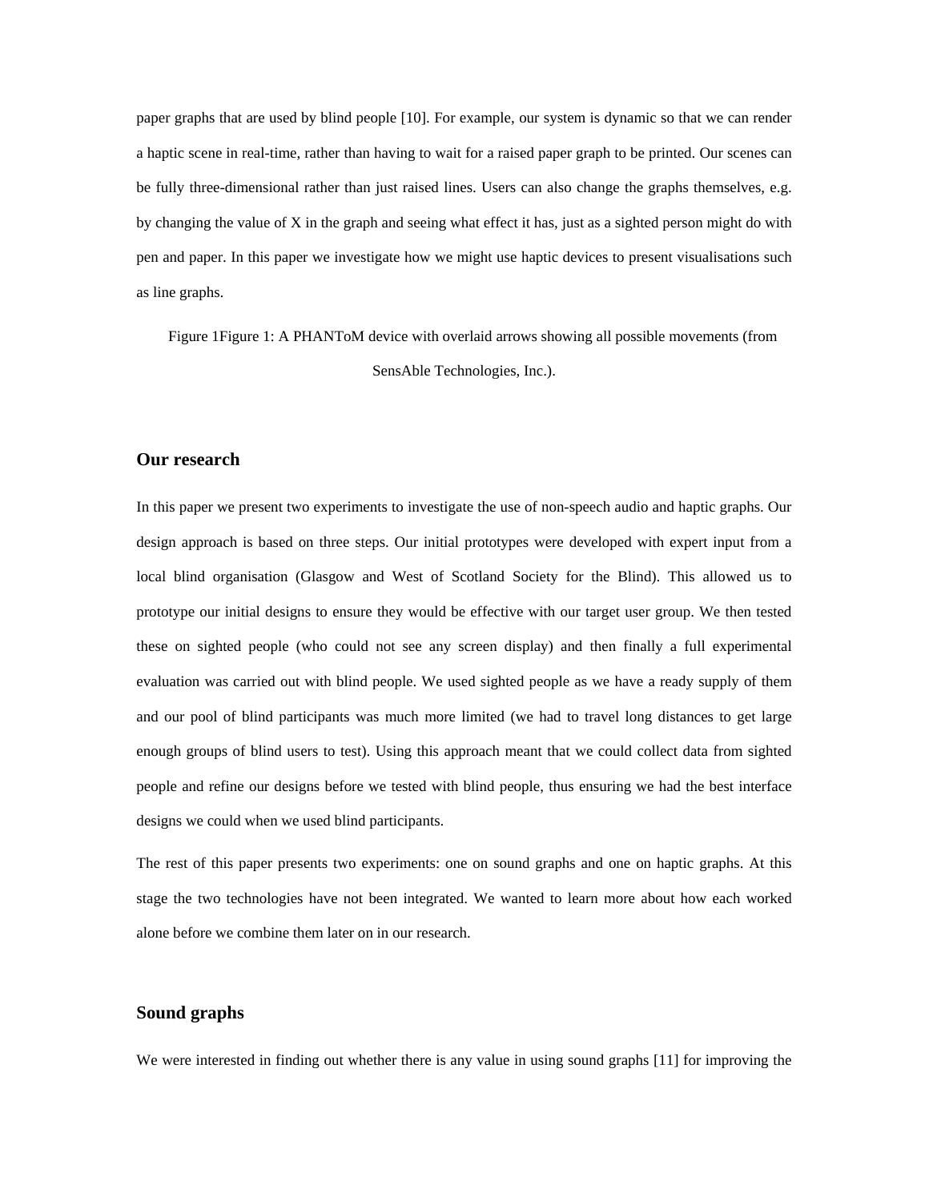paper graphs that are used by blind people [10]. For example, our system is dynamic so that we can render a haptic scene in real-time, rather than having to wait for a raised paper graph to be printed. Our scenes can be fully three-dimensional rather than just raised lines. Users can also change the graphs themselves, e.g. by changing the value of X in the graph and seeing what effect it has, just as a sighted person might do with pen and paper. In this paper we investigate how we might use haptic devices to present visualisations such as line graphs.

Figure 1Figure 1: A PHANToM device with overlaid arrows showing all possible movements (from SensAble Technologies, Inc.).

## Our research

In this paper we present two experiments to investigate the use of non-speech audio and haptic graphs. Our design approach is based on three steps. Our initial prototypes were developed with expert input from a local blind organisation (Glasgow and West of Scotland Society for the Blind). This allowed us to prototype our initial designs to ensure they would be effective with our target user group. We then tested these on sighted people (who could not see any screen display) and then finally a full experimental evaluation was carried out with blind people. We used sighted people as we have a ready supply of them and our pool of blind participants was much more limited (we had to travel long distances to get large enough groups of blind users to test). Using this approach meant that we could collect data from sighted people and refine our designs before we tested with blind people, thus ensuring we had the best interface designs we could when we used blind participants.

The rest of this paper presents two experiments: one on sound graphs and one on haptic graphs. At this stage the two technologies have not been integrated. We wanted to learn more about how each worked alone before we combine them later on in our research.

## Sound graphs

We were interested in finding out whether there is any value in using sound graphs [11] for improving the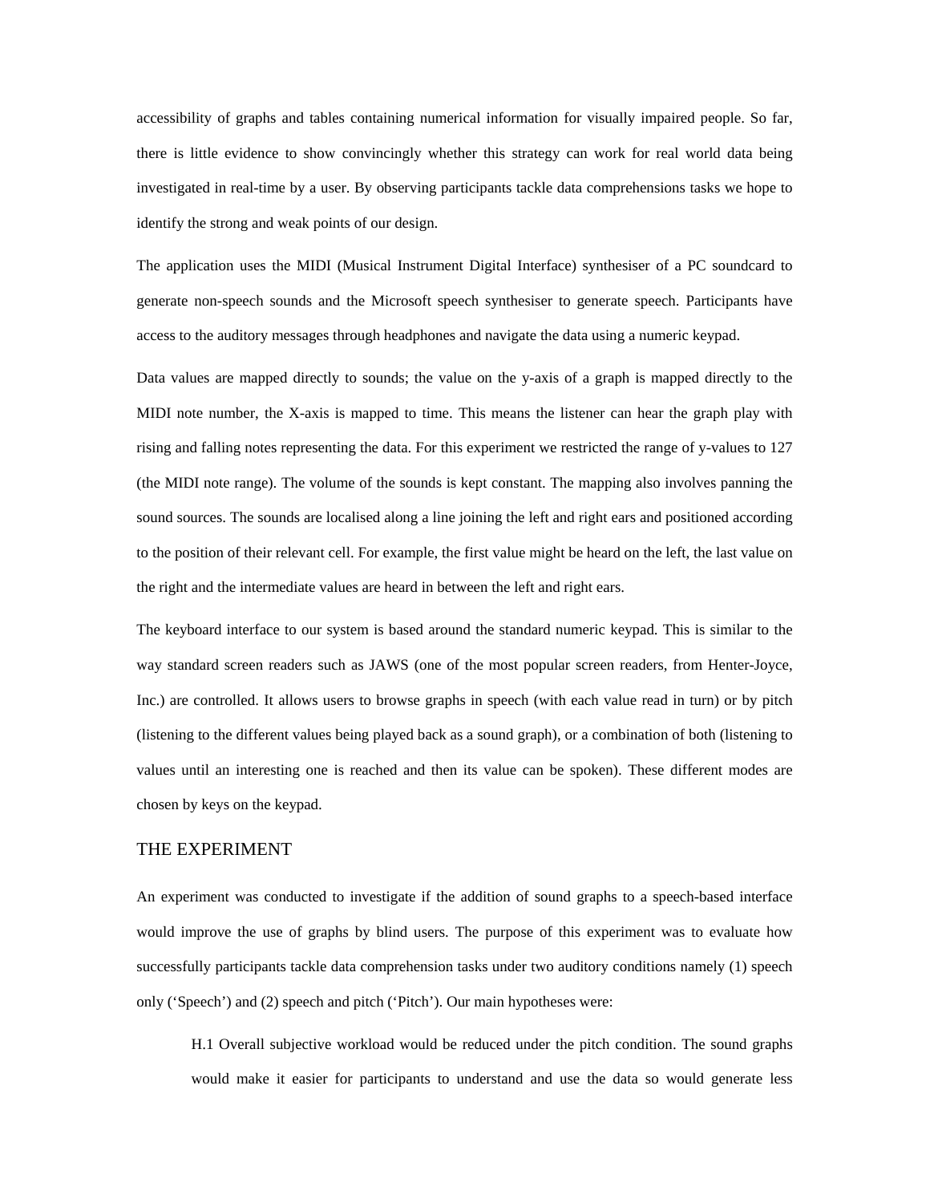accessibility of graphs and tables containing numerical information for visually impaired people. So far, there is little evidence to show convincingly whether this strategy can work for real world data being investigated in real-time by a user. By observing participants tackle data comprehensions tasks we hope to identify the strong and weak points of our design.

The application uses the MIDI (Musical Instrument Digital Interface) synthesiser of a PC soundcard to generate non-speech sounds and the Microsoft speech synthesiser to generate speech. Participants have access to the auditory messages through headphones and navigate the data using a numeric keypad.

Data values are mapped directly to sounds; the value on the y-axis of a graph is mapped directly to the MIDI note number, the X-axis is mapped to time. This means the listener can hear the graph play with rising and falling notes representing the data. For this experiment we restricted the range of y-values to 127 (the MIDI note range). The volume of the sounds is kept constant. The mapping also involves panning the sound sources. The sounds are localised along a line joining the left and right ears and positioned according to the position of their relevant cell. For example, the first value might be heard on the left, the last value on the right and the intermediate values are heard in between the left and right ears.

The keyboard interface to our system is based around the standard numeric keypad. This is similar to the way standard screen readers such as JAWS (one of the most popular screen readers, from Henter-Joyce, Inc.) are controlled. It allows users to browse graphs in speech (with each value read in turn) or by pitch (listening to the different values being played back as a sound graph), or a combination of both (listening to values until an interesting one is reached and then its value can be spoken). These different modes are chosen by keys on the keypad.

## THE EXPERIMENT

An experiment was conducted to investigate if the addition of sound graphs to a speech-based interface would improve the use of graphs by blind users. The purpose of this experiment was to evaluate how successfully participants tackle data comprehension tasks under two auditory conditions namely (1) speech only ('Speech') and (2) speech and pitch ('Pitch'). Our main hypotheses were:

> H.1 Overall subjective workload would be reduced under the pitch condition. The sound graphs would make it easier for participants to understand and use the data so would generate less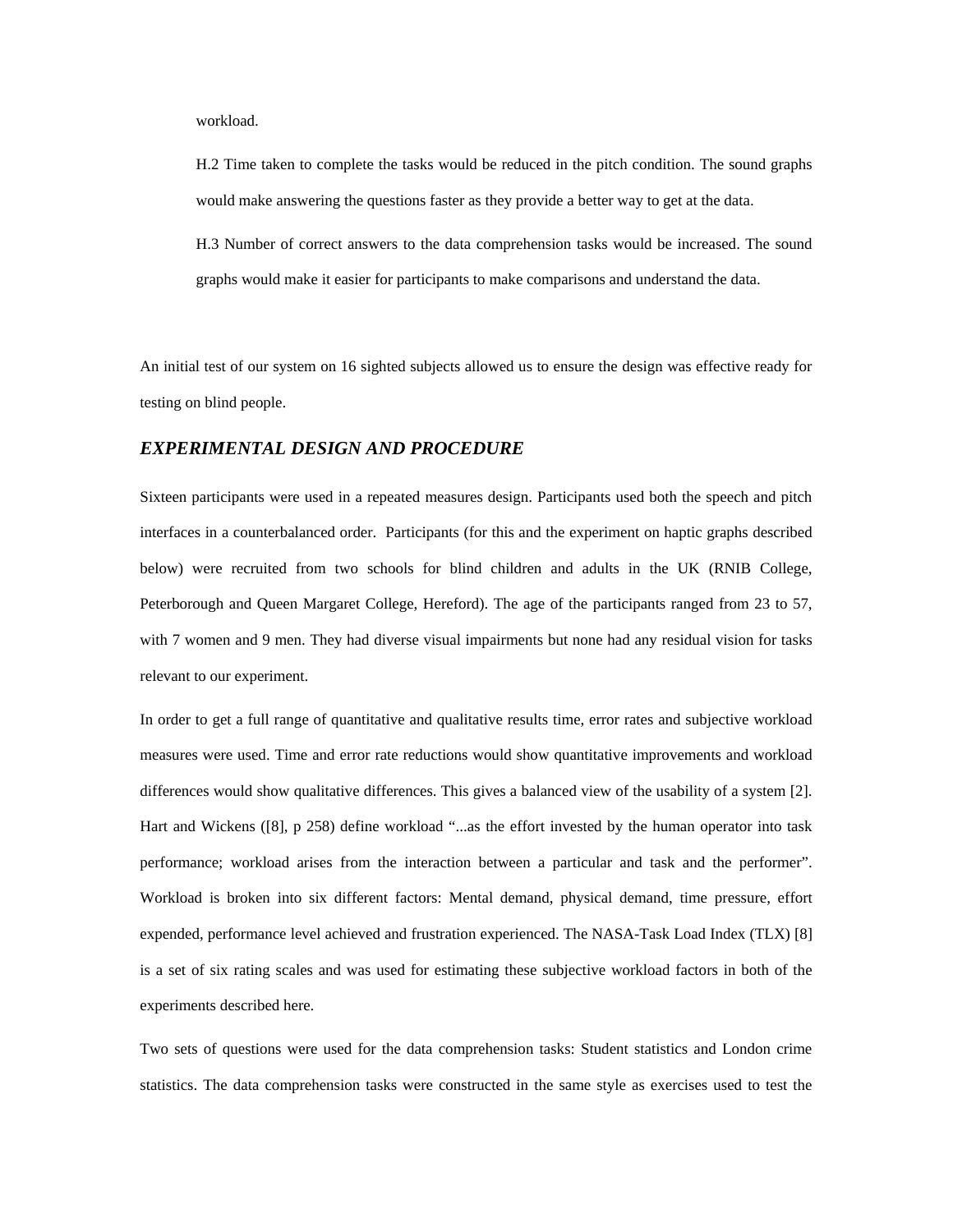workload.

H.2 Time taken to complete the tasks would be reduced in the pitch condition. The sound graphs would make answering the questions faster as they provide a better way to get at the data.

H.3 Number of correct answers to the data comprehension tasks would be increased. The sound graphs would make it easier for participants to make comparisons and understand the data.

An initial test of our system on 16 sighted subjects allowed us to ensure the design was effective ready for testing on blind people.

### *EXPERIMENTAL DESIGN AND PROCEDURE*

Sixteen participants were used in a repeated measures design. Participants used both the speech and pitch interfaces in a counterbalanced order. Participants (for this and the experiment on haptic graphs described below) were recruited from two schools for blind children and adults in the UK (RNIB College, Peterborough and Queen Margaret College, Hereford). The age of the participants ranged from 23 to 57, with 7 women and 9 men. They had diverse visual impairments but none had any residual vision for tasks relevant to our experiment.

In order to get a full range of quantitative and qualitative results time, error rates and subjective workload measures were used. Time and error rate reductions would show quantitative improvements and workload differences would show qualitative differences. This gives a balanced view of the usability of a system [2]. Hart and Wickens ([8], p 258) define workload "...as the effort invested by the human operator into task performance; workload arises from the interaction between a particular and task and the performer". Workload is broken into six different factors: Mental demand, physical demand, time pressure, effort expended, performance level achieved and frustration experienced. The NASA-Task Load Index (TLX) [8] is a set of six rating scales and was used for estimating these subjective workload factors in both of the experiments described here.

Two sets of questions were used for the data comprehension tasks: Student statistics and London crime statistics. The data comprehension tasks were constructed in the same style as exercises used to test the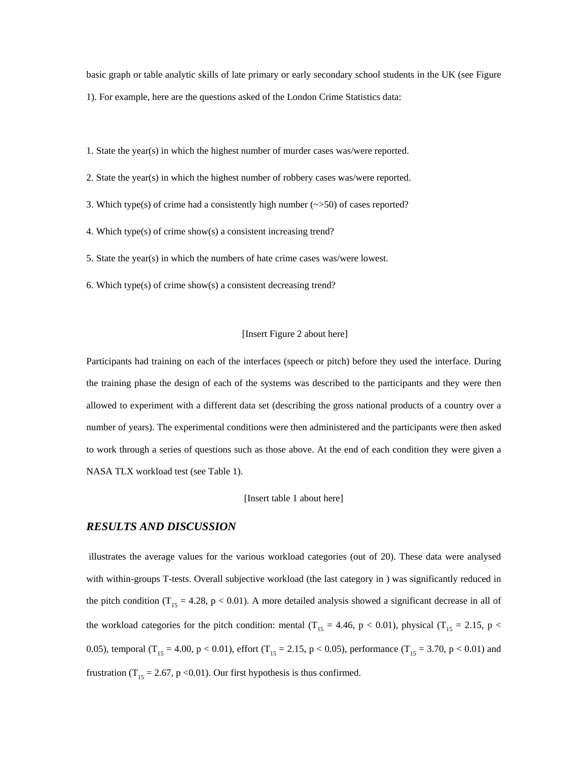basic graph or table analytic skills of late primary or early secondary school students in the UK (see Figure 1). For example, here are the questions asked of the London Crime Statistics data:

1. State the year(s) in which the highest number of murder cases was/were reported.
2. State the year(s) in which the highest number of robbery cases was/were reported.
3. Which type(s) of crime had a consistently high number (~>50) of cases reported?
4. Which type(s) of crime show(s) a consistent increasing trend?
5. State the year(s) in which the numbers of hate crime cases was/were lowest.
6. Which type(s) of crime show(s) a consistent decreasing trend?

[Insert Figure 2 about here]

Participants had training on each of the interfaces (speech or pitch) before they used the interface. During the training phase the design of each of the systems was described to the participants and they were then allowed to experiment with a different data set (describing the gross national products of a country over a number of years). The experimental conditions were then administered and the participants were then asked to work through a series of questions such as those above. At the end of each condition they were given a NASA TLX workload test (see Table 1).

[Insert table 1 about here]

## *RESULTS AND DISCUSSION*

illustrates the average values for the various workload categories (out of 20). These data were analysed with within-groups T-tests. Overall subjective workload (the last category in ) was significantly reduced in the pitch condition ($T_{15} = 4.28$, $p < 0.01$). A more detailed analysis showed a significant decrease in all of the workload categories for the pitch condition: mental ($T_{15} = 4.46$, $p < 0.01$), physical ($T_{15} = 2.15$, $p < 0.05$), temporal ($T_{15} = 4.00$, $p < 0.01$), effort ($T_{15} = 2.15$, $p < 0.05$), performance ($T_{15} = 3.70$, $p < 0.01$) and frustration ($T_{15} = 2.67$, $p < 0.01$). Our first hypothesis is thus confirmed.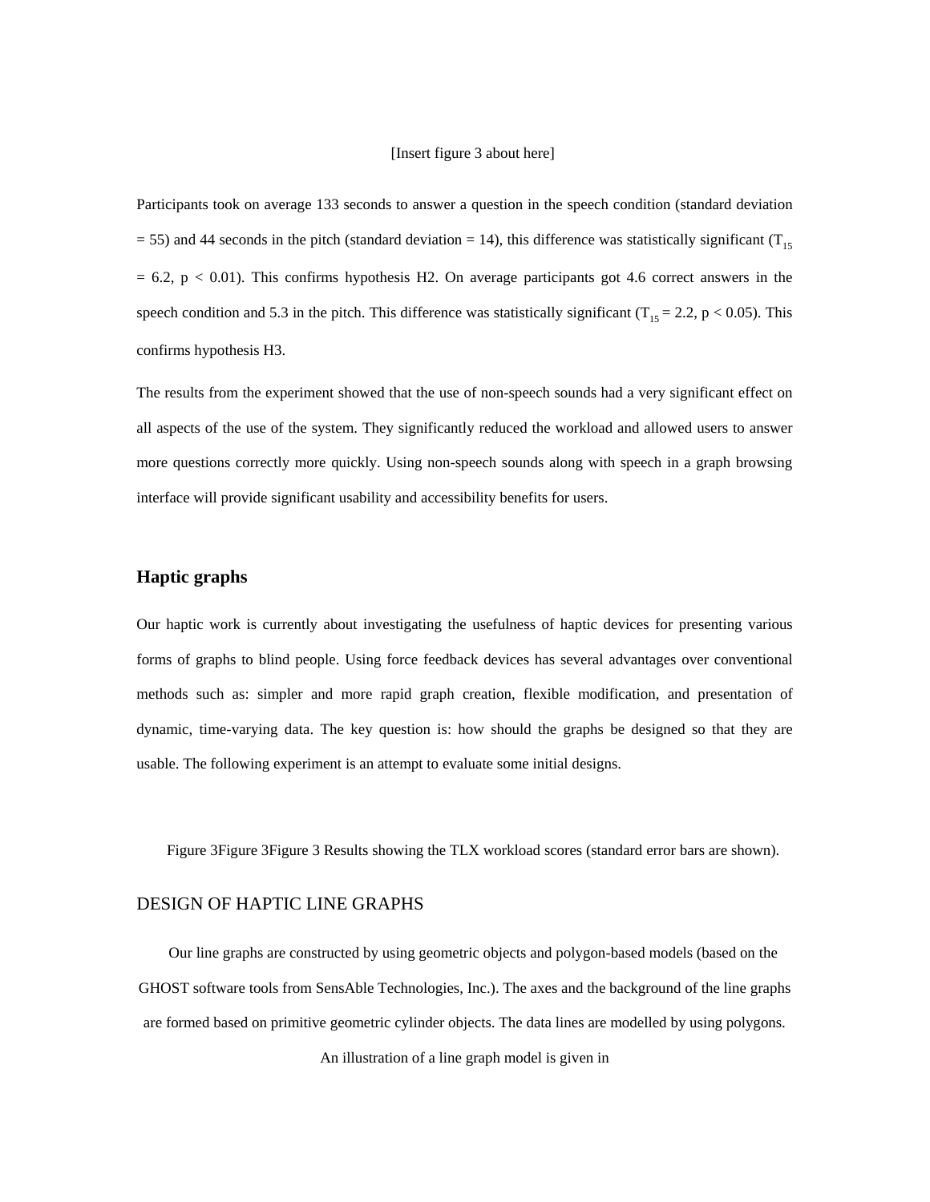[Insert figure 3 about here]

Participants took on average 133 seconds to answer a question in the speech condition (standard deviation = 55) and 44 seconds in the pitch (standard deviation = 14), this difference was statistically significant ($T_{15} = 6.2$, $p < 0.01$). This confirms hypothesis H2. On average participants got 4.6 correct answers in the speech condition and 5.3 in the pitch. This difference was statistically significant ($T_{15} = 2.2$, $p < 0.05$). This confirms hypothesis H3.

The results from the experiment showed that the use of non-speech sounds had a very significant effect on all aspects of the use of the system. They significantly reduced the workload and allowed users to answer more questions correctly more quickly. Using non-speech sounds along with speech in a graph browsing interface will provide significant usability and accessibility benefits for users.

## Haptic graphs

Our haptic work is currently about investigating the usefulness of haptic devices for presenting various forms of graphs to blind people. Using force feedback devices has several advantages over conventional methods such as: simpler and more rapid graph creation, flexible modification, and presentation of dynamic, time-varying data. The key question is: how should the graphs be designed so that they are usable. The following experiment is an attempt to evaluate some initial designs.

Figure 3Figure 3Figure 3 Results showing the TLX workload scores (standard error bars are shown).

## DESIGN OF HAPTIC LINE GRAPHS

Our line graphs are constructed by using geometric objects and polygon-based models (based on the GHOST software tools from SensAble Technologies, Inc.). The axes and the background of the line graphs are formed based on primitive geometric cylinder objects. The data lines are modelled by using polygons. An illustration of a line graph model is given in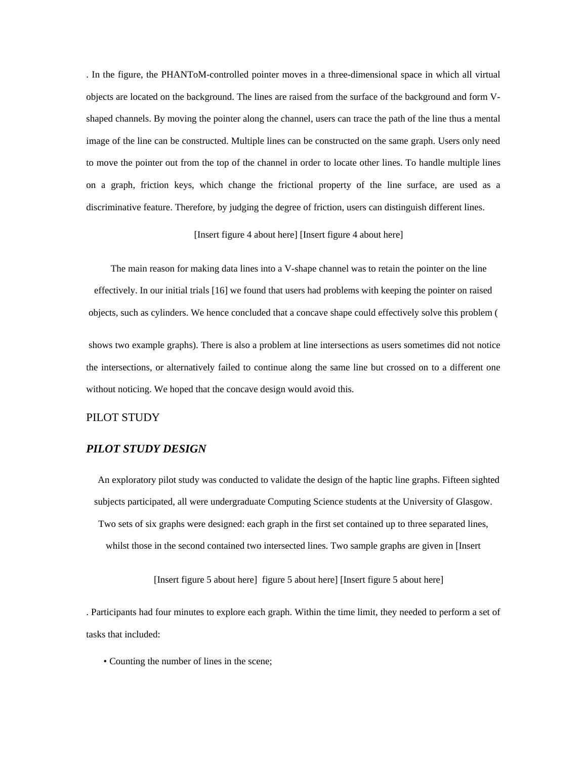. In the figure, the PHANToM-controlled pointer moves in a three-dimensional space in which all virtual objects are located on the background. The lines are raised from the surface of the background and form V-shaped channels. By moving the pointer along the channel, users can trace the path of the line thus a mental image of the line can be constructed. Multiple lines can be constructed on the same graph. Users only need to move the pointer out from the top of the channel in order to locate other lines. To handle multiple lines on a graph, friction keys, which change the frictional property of the line surface, are used as a discriminative feature. Therefore, by judging the degree of friction, users can distinguish different lines.

[Insert figure 4 about here] [Insert figure 4 about here]

The main reason for making data lines into a V-shape channel was to retain the pointer on the line effectively. In our initial trials [16] we found that users had problems with keeping the pointer on raised objects, such as cylinders. We hence concluded that a concave shape could effectively solve this problem (

shows two example graphs). There is also a problem at line intersections as users sometimes did not notice the intersections, or alternatively failed to continue along the same line but crossed on to a different one without noticing. We hoped that the concave design would avoid this.

## PILOT STUDY

### *PILOT STUDY DESIGN*

An exploratory pilot study was conducted to validate the design of the haptic line graphs. Fifteen sighted subjects participated, all were undergraduate Computing Science students at the University of Glasgow. Two sets of six graphs were designed: each graph in the first set contained up to three separated lines, whilst those in the second contained two intersected lines. Two sample graphs are given in [Insert

[Insert figure 5 about here]  figure 5 about here] [Insert figure 5 about here]

. Participants had four minutes to explore each graph. Within the time limit, they needed to perform a set of tasks that included:

- Counting the number of lines in the scene;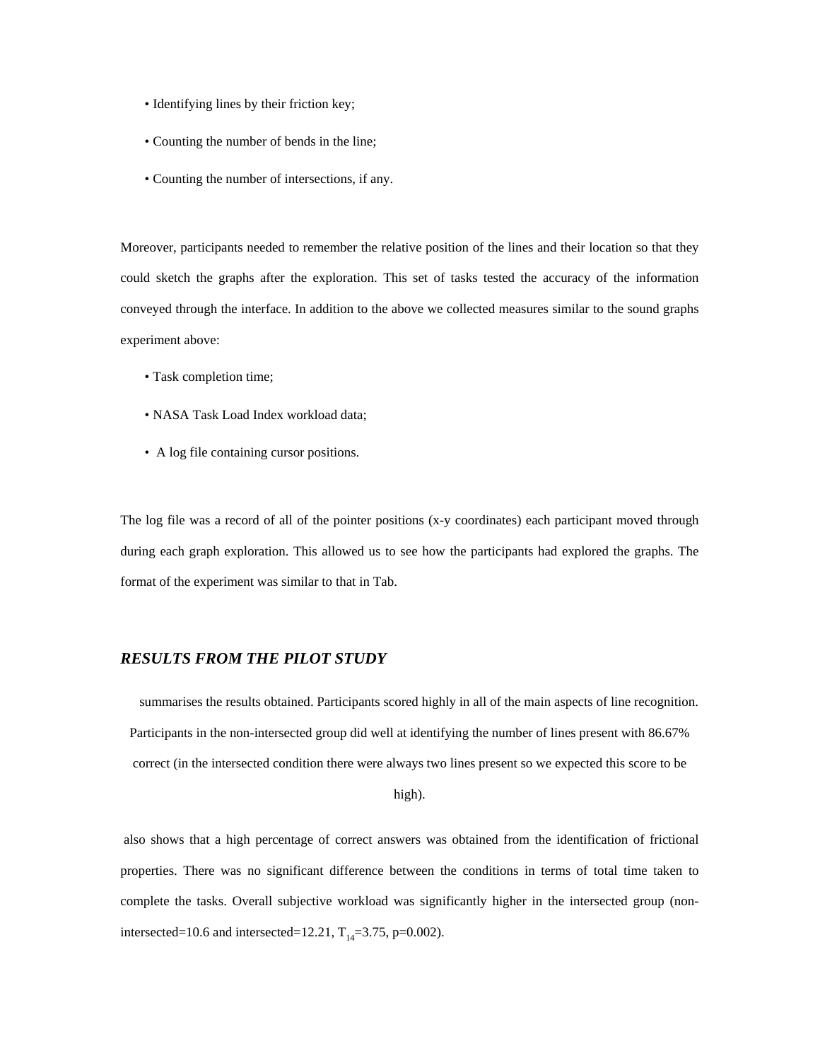- Identifying lines by their friction key;
- Counting the number of bends in the line;
- Counting the number of intersections, if any.

Moreover, participants needed to remember the relative position of the lines and their location so that they could sketch the graphs after the exploration. This set of tasks tested the accuracy of the information conveyed through the interface. In addition to the above we collected measures similar to the sound graphs experiment above:

- Task completion time;
- NASA Task Load Index workload data;
- A log file containing cursor positions.

The log file was a record of all of the pointer positions (x-y coordinates) each participant moved through during each graph exploration. This allowed us to see how the participants had explored the graphs. The format of the experiment was similar to that in Tab.

### *RESULTS FROM THE PILOT STUDY*

summarises the results obtained. Participants scored highly in all of the main aspects of line recognition. Participants in the non-intersected group did well at identifying the number of lines present with 86.67% correct (in the intersected condition there were always two lines present so we expected this score to be high).

also shows that a high percentage of correct answers was obtained from the identification of frictional properties. There was no significant difference between the conditions in terms of total time taken to complete the tasks. Overall subjective workload was significantly higher in the intersected group (non-intersected=10.6 and intersected=12.21, $T_{14}=3.75$, $p=0.002$).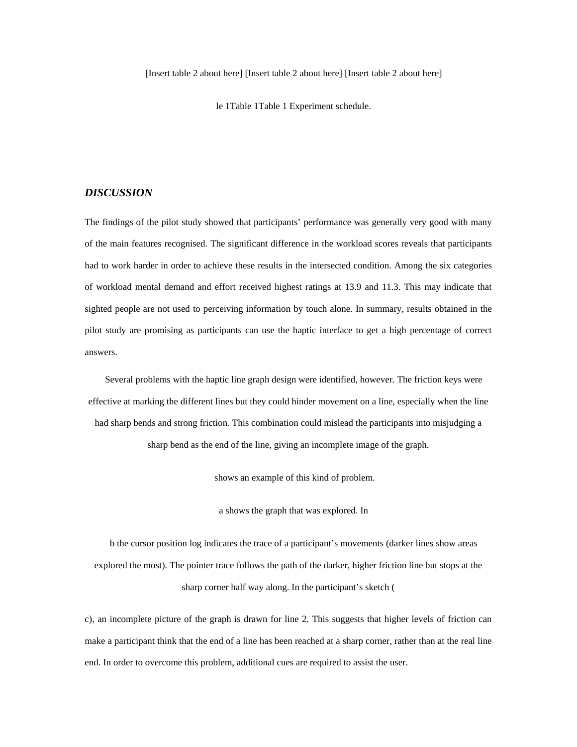[Insert table 2 about here] [Insert table 2 about here] [Insert table 2 about here]

le 1Table 1Table 1 Experiment schedule.

## *DISCUSSION*

The findings of the pilot study showed that participants' performance was generally very good with many of the main features recognised. The significant difference in the workload scores reveals that participants had to work harder in order to achieve these results in the intersected condition. Among the six categories of workload mental demand and effort received highest ratings at 13.9 and 11.3. This may indicate that sighted people are not used to perceiving information by touch alone. In summary, results obtained in the pilot study are promising as participants can use the haptic interface to get a high percentage of correct answers.

Several problems with the haptic line graph design were identified, however. The friction keys were effective at marking the different lines but they could hinder movement on a line, especially when the line had sharp bends and strong friction. This combination could mislead the participants into misjudging a sharp bend as the end of the line, giving an incomplete image of the graph.

shows an example of this kind of problem.

a shows the graph that was explored. In

b the cursor position log indicates the trace of a participant's movements (darker lines show areas explored the most). The pointer trace follows the path of the darker, higher friction line but stops at the sharp corner half way along. In the participant's sketch (

c), an incomplete picture of the graph is drawn for line 2. This suggests that higher levels of friction can make a participant think that the end of a line has been reached at a sharp corner, rather than at the real line end. In order to overcome this problem, additional cues are required to assist the user.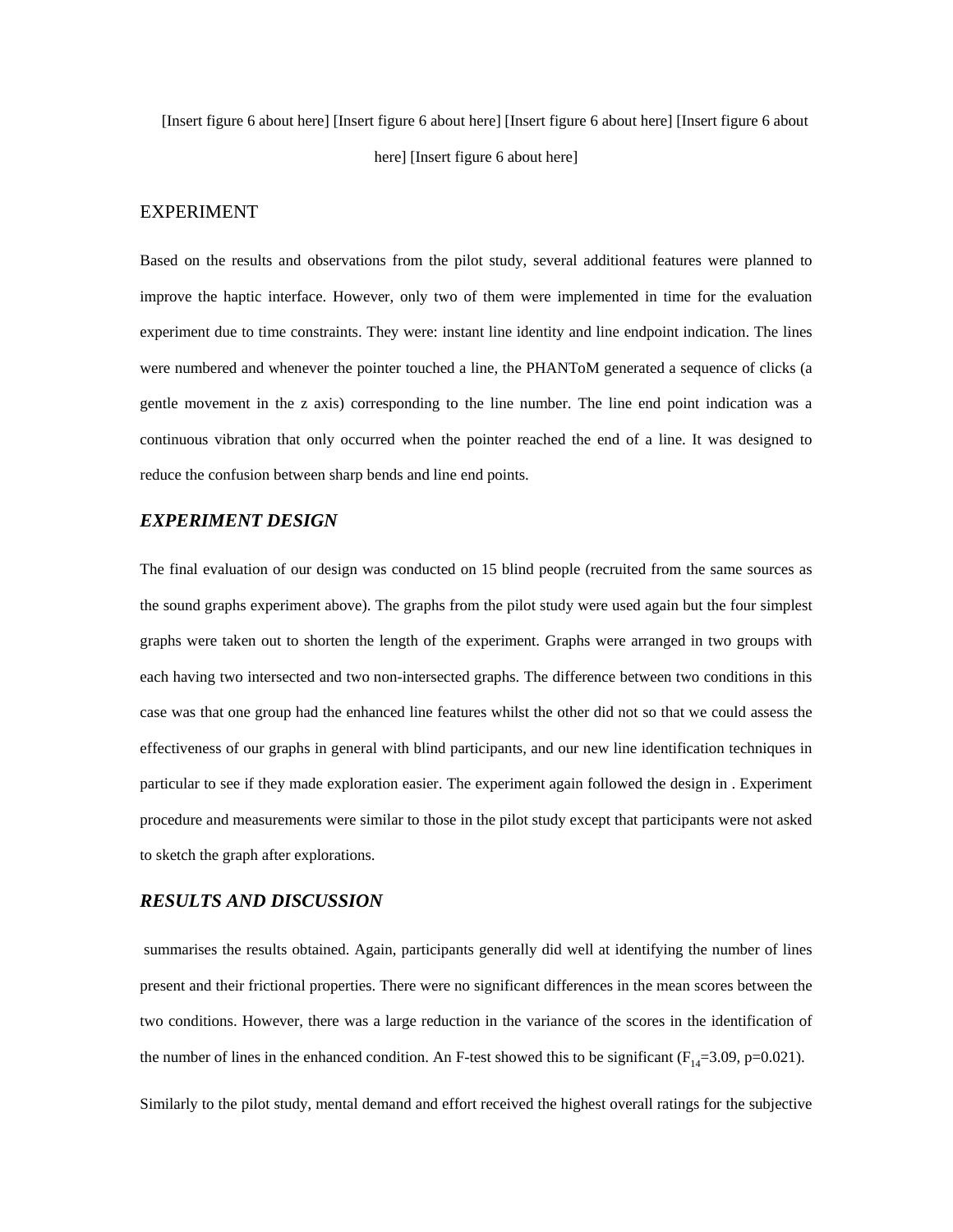[Insert figure 6 about here] [Insert figure 6 about here] [Insert figure 6 about here] [Insert figure 6 about here] [Insert figure 6 about here]

# EXPERIMENT

Based on the results and observations from the pilot study, several additional features were planned to improve the haptic interface. However, only two of them were implemented in time for the evaluation experiment due to time constraints. They were: instant line identity and line endpoint indication. The lines were numbered and whenever the pointer touched a line, the PHANToM generated a sequence of clicks (a gentle movement in the z axis) corresponding to the line number. The line end point indication was a continuous vibration that only occurred when the pointer reached the end of a line. It was designed to reduce the confusion between sharp bends and line end points.

## *EXPERIMENT DESIGN*

The final evaluation of our design was conducted on 15 blind people (recruited from the same sources as the sound graphs experiment above). The graphs from the pilot study were used again but the four simplest graphs were taken out to shorten the length of the experiment. Graphs were arranged in two groups with each having two intersected and two non-intersected graphs. The difference between two conditions in this case was that one group had the enhanced line features whilst the other did not so that we could assess the effectiveness of our graphs in general with blind participants, and our new line identification techniques in particular to see if they made exploration easier. The experiment again followed the design in . Experiment procedure and measurements were similar to those in the pilot study except that participants were not asked to sketch the graph after explorations.

## *RESULTS AND DISCUSSION*

summarises the results obtained. Again, participants generally did well at identifying the number of lines present and their frictional properties. There were no significant differences in the mean scores between the two conditions. However, there was a large reduction in the variance of the scores in the identification of the number of lines in the enhanced condition. An F-test showed this to be significant ($F_{14}$=3.09, p=0.021).

Similarly to the pilot study, mental demand and effort received the highest overall ratings for the subjective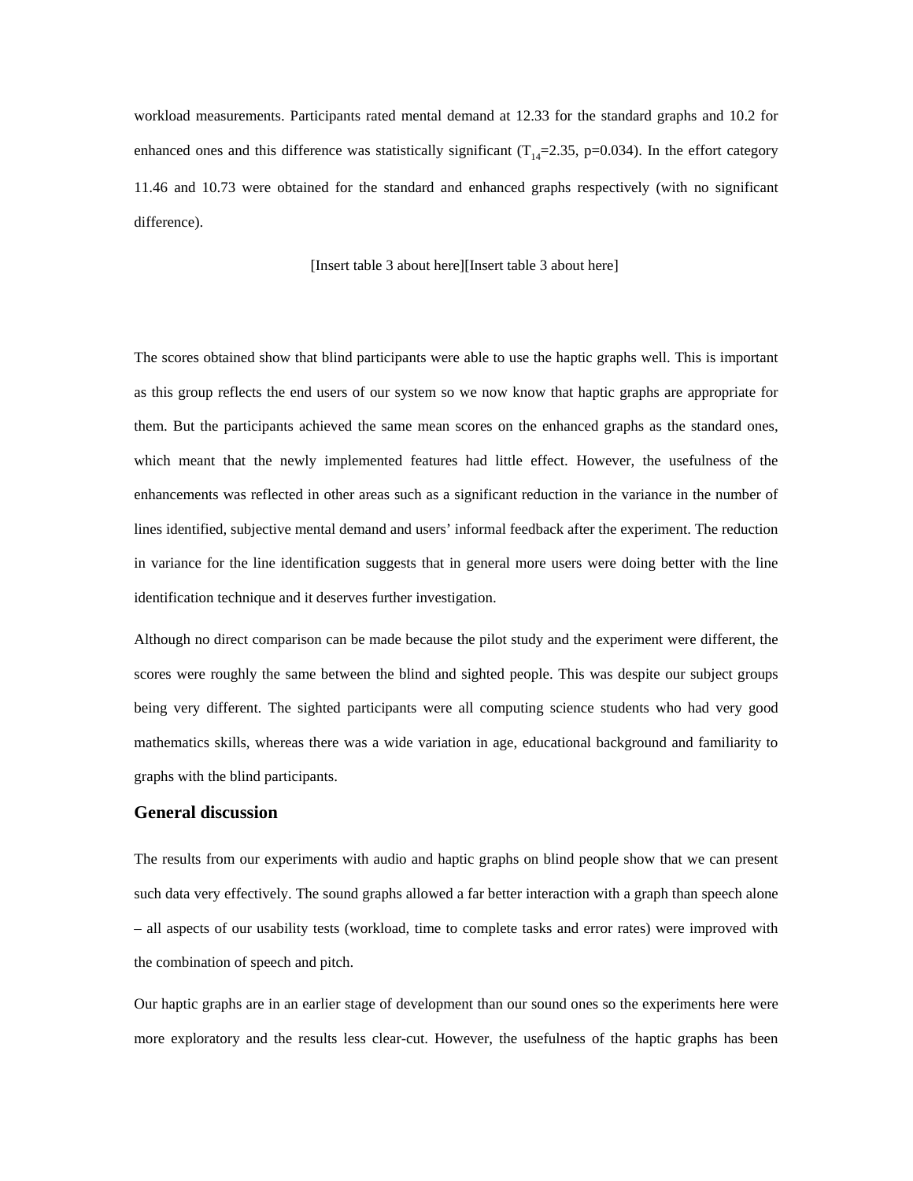workload measurements. Participants rated mental demand at 12.33 for the standard graphs and 10.2 for enhanced ones and this difference was statistically significant ($T_{14}$=2.35, p=0.034). In the effort category 11.46 and 10.73 were obtained for the standard and enhanced graphs respectively (with no significant difference).

[Insert table 3 about here][Insert table 3 about here]

The scores obtained show that blind participants were able to use the haptic graphs well. This is important as this group reflects the end users of our system so we now know that haptic graphs are appropriate for them. But the participants achieved the same mean scores on the enhanced graphs as the standard ones, which meant that the newly implemented features had little effect. However, the usefulness of the enhancements was reflected in other areas such as a significant reduction in the variance in the number of lines identified, subjective mental demand and users' informal feedback after the experiment. The reduction in variance for the line identification suggests that in general more users were doing better with the line identification technique and it deserves further investigation.

Although no direct comparison can be made because the pilot study and the experiment were different, the scores were roughly the same between the blind and sighted people. This was despite our subject groups being very different. The sighted participants were all computing science students who had very good mathematics skills, whereas there was a wide variation in age, educational background and familiarity to graphs with the blind participants.

## General discussion

The results from our experiments with audio and haptic graphs on blind people show that we can present such data very effectively. The sound graphs allowed a far better interaction with a graph than speech alone – all aspects of our usability tests (workload, time to complete tasks and error rates) were improved with the combination of speech and pitch.

Our haptic graphs are in an earlier stage of development than our sound ones so the experiments here were more exploratory and the results less clear-cut. However, the usefulness of the haptic graphs has been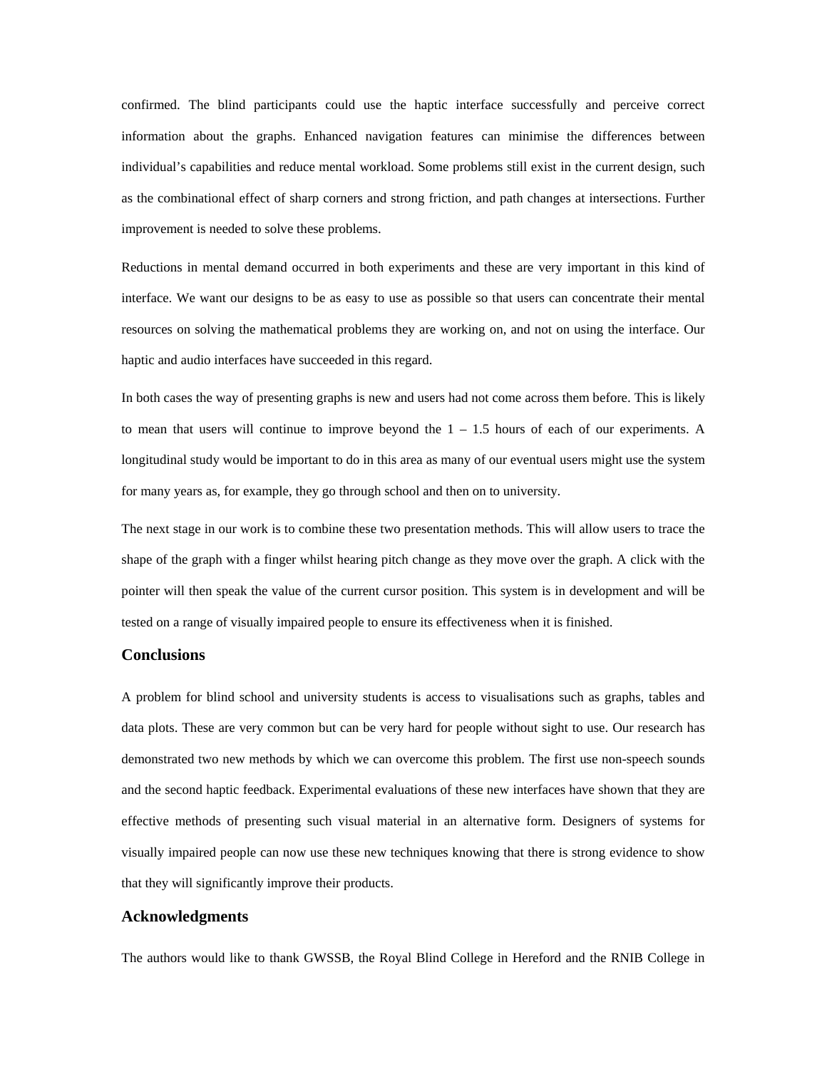confirmed. The blind participants could use the haptic interface successfully and perceive correct information about the graphs. Enhanced navigation features can minimise the differences between individual's capabilities and reduce mental workload. Some problems still exist in the current design, such as the combinational effect of sharp corners and strong friction, and path changes at intersections. Further improvement is needed to solve these problems.

Reductions in mental demand occurred in both experiments and these are very important in this kind of interface. We want our designs to be as easy to use as possible so that users can concentrate their mental resources on solving the mathematical problems they are working on, and not on using the interface. Our haptic and audio interfaces have succeeded in this regard.

In both cases the way of presenting graphs is new and users had not come across them before. This is likely to mean that users will continue to improve beyond the 1 – 1.5 hours of each of our experiments. A longitudinal study would be important to do in this area as many of our eventual users might use the system for many years as, for example, they go through school and then on to university.

The next stage in our work is to combine these two presentation methods. This will allow users to trace the shape of the graph with a finger whilst hearing pitch change as they move over the graph. A click with the pointer will then speak the value of the current cursor position. This system is in development and will be tested on a range of visually impaired people to ensure its effectiveness when it is finished.

## Conclusions

A problem for blind school and university students is access to visualisations such as graphs, tables and data plots. These are very common but can be very hard for people without sight to use. Our research has demonstrated two new methods by which we can overcome this problem. The first use non-speech sounds and the second haptic feedback. Experimental evaluations of these new interfaces have shown that they are effective methods of presenting such visual material in an alternative form. Designers of systems for visually impaired people can now use these new techniques knowing that there is strong evidence to show that they will significantly improve their products.

## Acknowledgments

The authors would like to thank GWSSB, the Royal Blind College in Hereford and the RNIB College in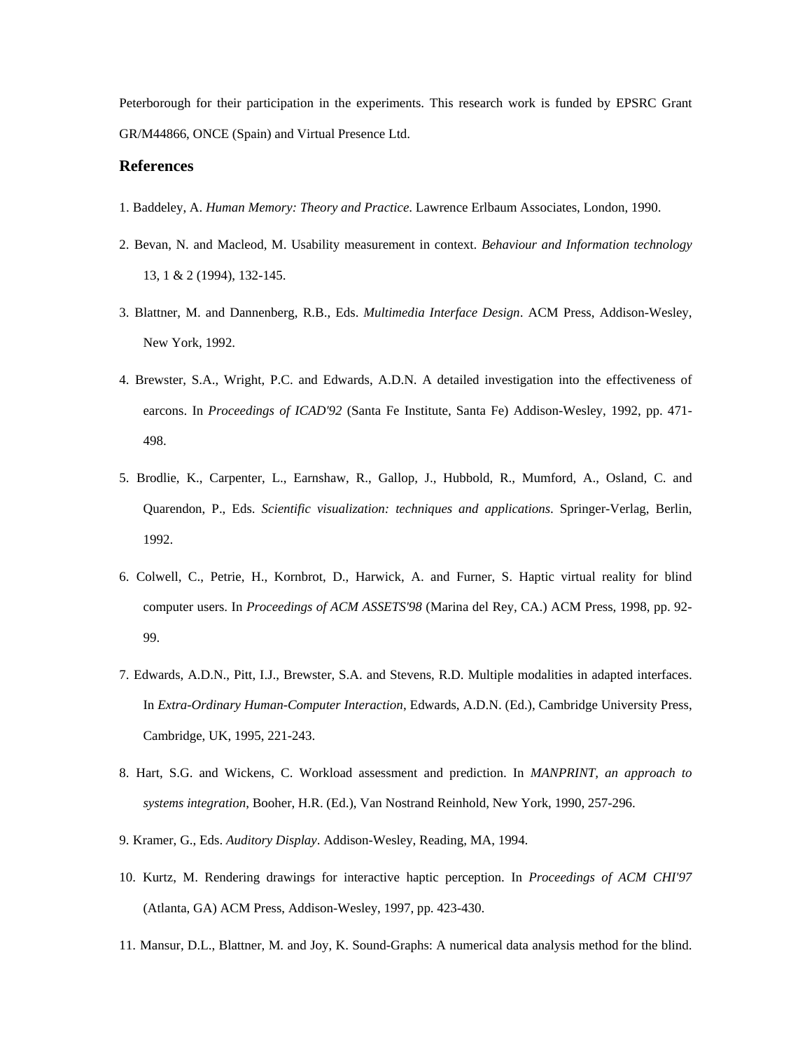Peterborough for their participation in the experiments. This research work is funded by EPSRC Grant GR/M44866, ONCE (Spain) and Virtual Presence Ltd.

## References

1. Baddeley, A. *Human Memory: Theory and Practice*. Lawrence Erlbaum Associates, London, 1990.

2. Bevan, N. and Macleod, M. Usability measurement in context. *Behaviour and Information technology* 13, 1 & 2 (1994), 132-145.

3. Blattner, M. and Dannenberg, R.B., Eds. *Multimedia Interface Design*. ACM Press, Addison-Wesley, New York, 1992.

4. Brewster, S.A., Wright, P.C. and Edwards, A.D.N. A detailed investigation into the effectiveness of earcons. In *Proceedings of ICAD'92* (Santa Fe Institute, Santa Fe) Addison-Wesley, 1992, pp. 471-498.

5. Brodlie, K., Carpenter, L., Earnshaw, R., Gallop, J., Hubbold, R., Mumford, A., Osland, C. and Quarendon, P., Eds. *Scientific visualization: techniques and applications*. Springer-Verlag, Berlin, 1992.

6. Colwell, C., Petrie, H., Kornbrot, D., Harwick, A. and Furner, S. Haptic virtual reality for blind computer users. In *Proceedings of ACM ASSETS'98* (Marina del Rey, CA.) ACM Press, 1998, pp. 92-99.

7. Edwards, A.D.N., Pitt, I.J., Brewster, S.A. and Stevens, R.D. Multiple modalities in adapted interfaces. In *Extra-Ordinary Human-Computer Interaction*, Edwards, A.D.N. (Ed.), Cambridge University Press, Cambridge, UK, 1995, 221-243.

8. Hart, S.G. and Wickens, C. Workload assessment and prediction. In *MANPRINT, an approach to systems integration*, Booher, H.R. (Ed.), Van Nostrand Reinhold, New York, 1990, 257-296.

9. Kramer, G., Eds. *Auditory Display*. Addison-Wesley, Reading, MA, 1994.

10. Kurtz, M. Rendering drawings for interactive haptic perception. In *Proceedings of ACM CHI'97* (Atlanta, GA) ACM Press, Addison-Wesley, 1997, pp. 423-430.

11. Mansur, D.L., Blattner, M. and Joy, K. Sound-Graphs: A numerical data analysis method for the blind.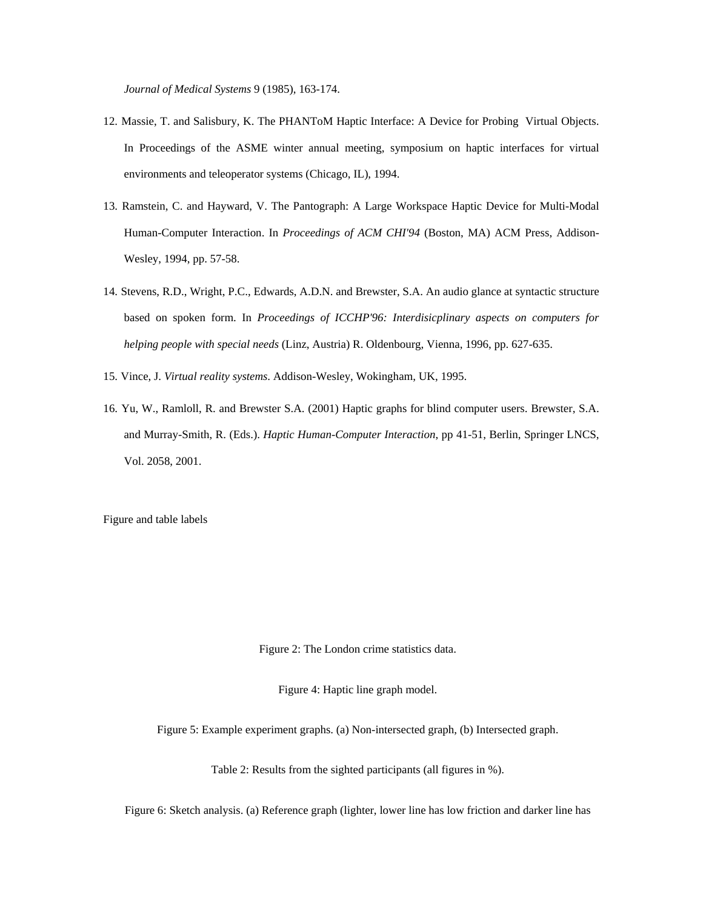*Journal of Medical Systems* 9 (1985), 163-174.

12. Massie, T. and Salisbury, K. The PHANToM Haptic Interface: A Device for Probing Virtual Objects. In Proceedings of the ASME winter annual meeting, symposium on haptic interfaces for virtual environments and teleoperator systems (Chicago, IL), 1994.

13. Ramstein, C. and Hayward, V. The Pantograph: A Large Workspace Haptic Device for Multi-Modal Human-Computer Interaction. In *Proceedings of ACM CHI'94* (Boston, MA) ACM Press, Addison-Wesley, 1994, pp. 57-58.

14. Stevens, R.D., Wright, P.C., Edwards, A.D.N. and Brewster, S.A. An audio glance at syntactic structure based on spoken form. In *Proceedings of ICCHP'96: Interdisicplinary aspects on computers for helping people with special needs* (Linz, Austria) R. Oldenbourg, Vienna, 1996, pp. 627-635.

15. Vince, J. *Virtual reality systems*. Addison-Wesley, Wokingham, UK, 1995.

16. Yu, W., Ramloll, R. and Brewster S.A. (2001) Haptic graphs for blind computer users. Brewster, S.A. and Murray-Smith, R. (Eds.). *Haptic Human-Computer Interaction*, pp 41-51, Berlin, Springer LNCS, Vol. 2058, 2001.

Figure and table labels

Figure 2: The London crime statistics data.

Figure 4: Haptic line graph model.

Figure 5: Example experiment graphs. (a) Non-intersected graph, (b) Intersected graph.

Table 2: Results from the sighted participants (all figures in %).

Figure 6: Sketch analysis. (a) Reference graph (lighter, lower line has low friction and darker line has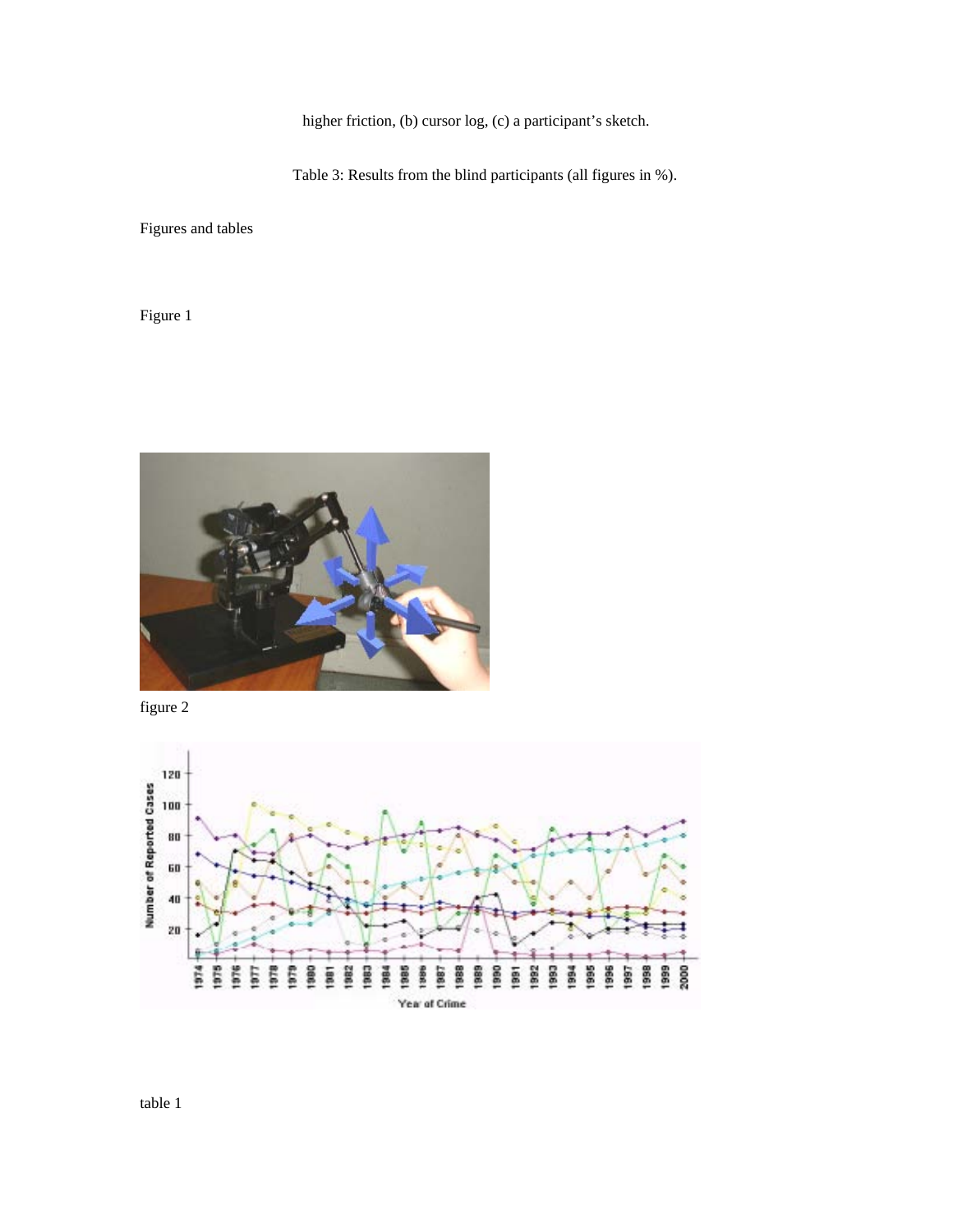higher friction, (b) cursor log, (c) a participant's sketch.

Table 3: Results from the blind participants (all figures in %).

Figures and tables

Figure 1

figure 2

table 1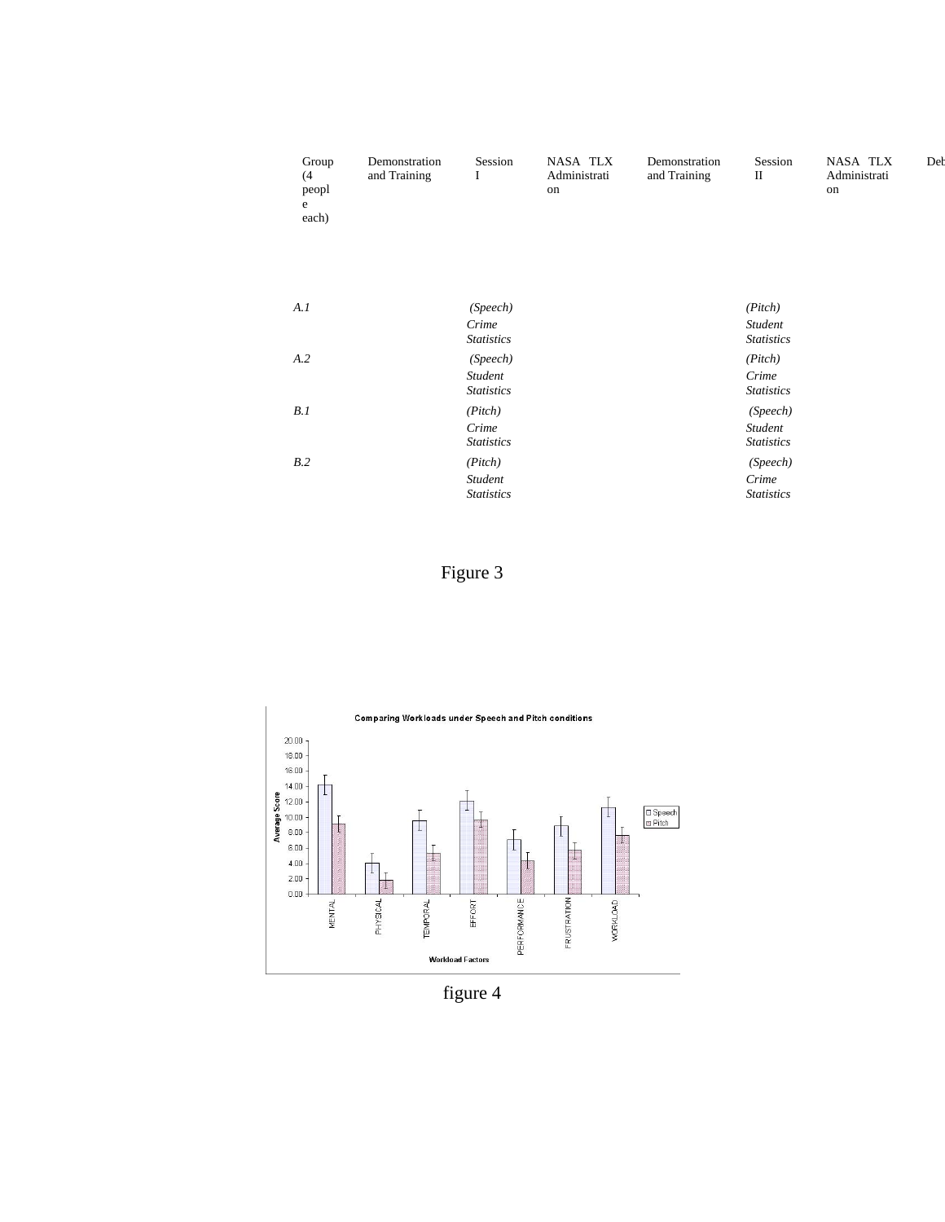| Group (4 people each) | Demonstration and Training | Session I | NASA TLX Administration | Demonstration and Training | Session II | NASA TLX Administration | Deb |
|---|---|---|---|---|---|---|---|
| *A.1* | | *(Speech) Crime Statistics* | | | *(Pitch) Student Statistics* | | |
| *A.2* | | *(Speech) Student Statistics* | | | *(Pitch) Crime Statistics* | | |
| *B.1* | | *(Pitch) Crime Statistics* | | | *(Speech) Student Statistics* | | |
| *B.2* | | *(Pitch) Student Statistics* | | | *(Speech) Crime Statistics* | | |

Figure 3

**Comparing Workloads under Speech and Pitch conditions**

| Workload Factors | Speech | Pitch |
|---|---|---|
| MENTAL | ~14.2 | ~9.1 |
| PHYSICAL | ~4.1 | ~1.8 |
| TEMPORAL | ~9.6 | ~5.3 |
| EFFORT | ~12.1 | ~9.7 |
| PERFORMANCE | ~7.1 | ~4.4 |
| FRUSTRATION | ~8.9 | ~5.7 |
| WORKLOAD | ~11.3 | ~7.6 |

*Values approximate, read from the bar chart (y-axis: Average Score, 0.00–20.00; error bars shown in original).*

figure 4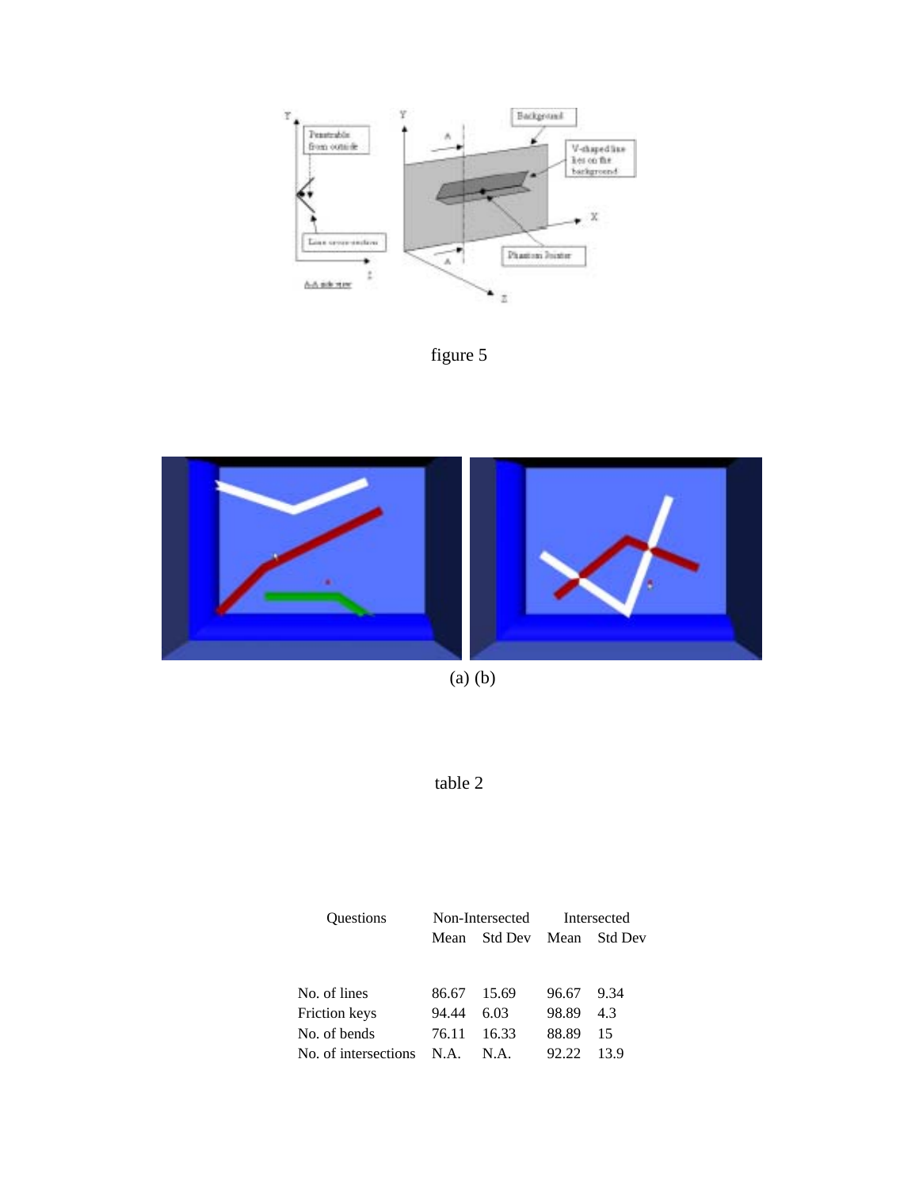figure 5

(a) (b)

table 2

| Questions | Non-Intersected | | Intersected | |
|---|---|---|---|---|
| | Mean | Std Dev | Mean | Std Dev |
| No. of lines | 86.67 | 15.69 | 96.67 | 9.34 |
| Friction keys | 94.44 | 6.03 | 98.89 | 4.3 |
| No. of bends | 76.11 | 16.33 | 88.89 | 15 |
| No. of intersections | N.A. | N.A. | 92.22 | 13.9 |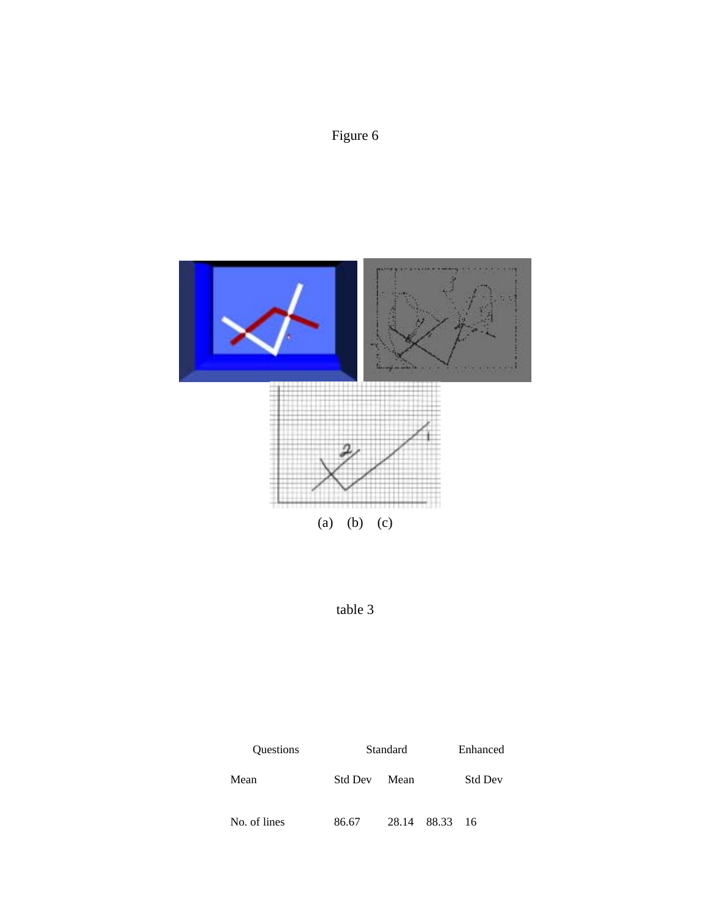Figure 6

(a) (b) (c)

table 3

| Questions | Standard | | Enhanced | |
|---|---|---|---|---|
| | Mean | Std Dev | Mean | Std Dev |
| No. of lines | 86.67 | 28.14 | 88.33 | 16 |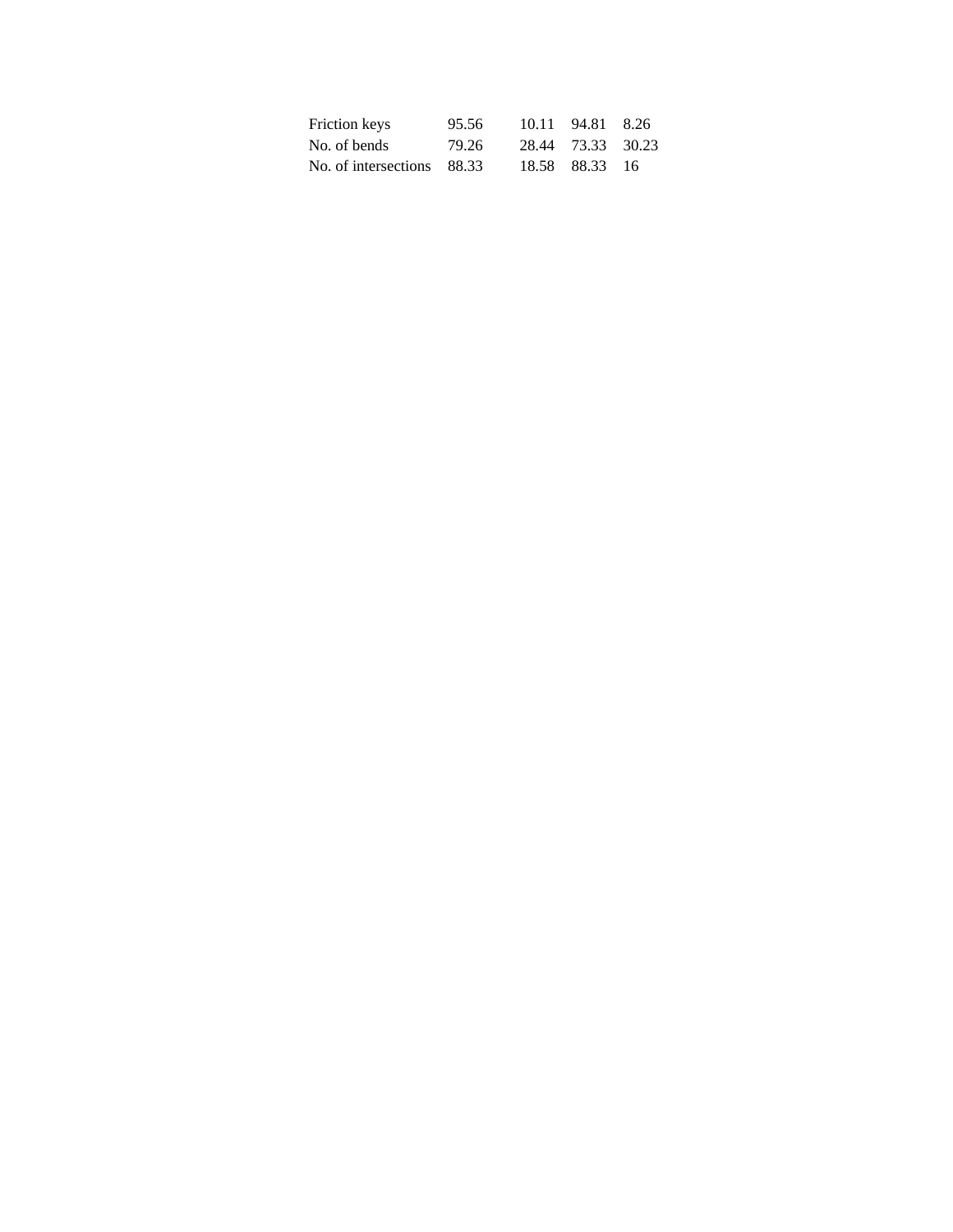| | | | | |
|---|---|---|---|---|
| Friction keys | 95.56 | 10.11 | 94.81 | 8.26 |
| No. of bends | 79.26 | 28.44 | 73.33 | 30.23 |
| No. of intersections | 88.33 | 18.58 | 88.33 | 16 |